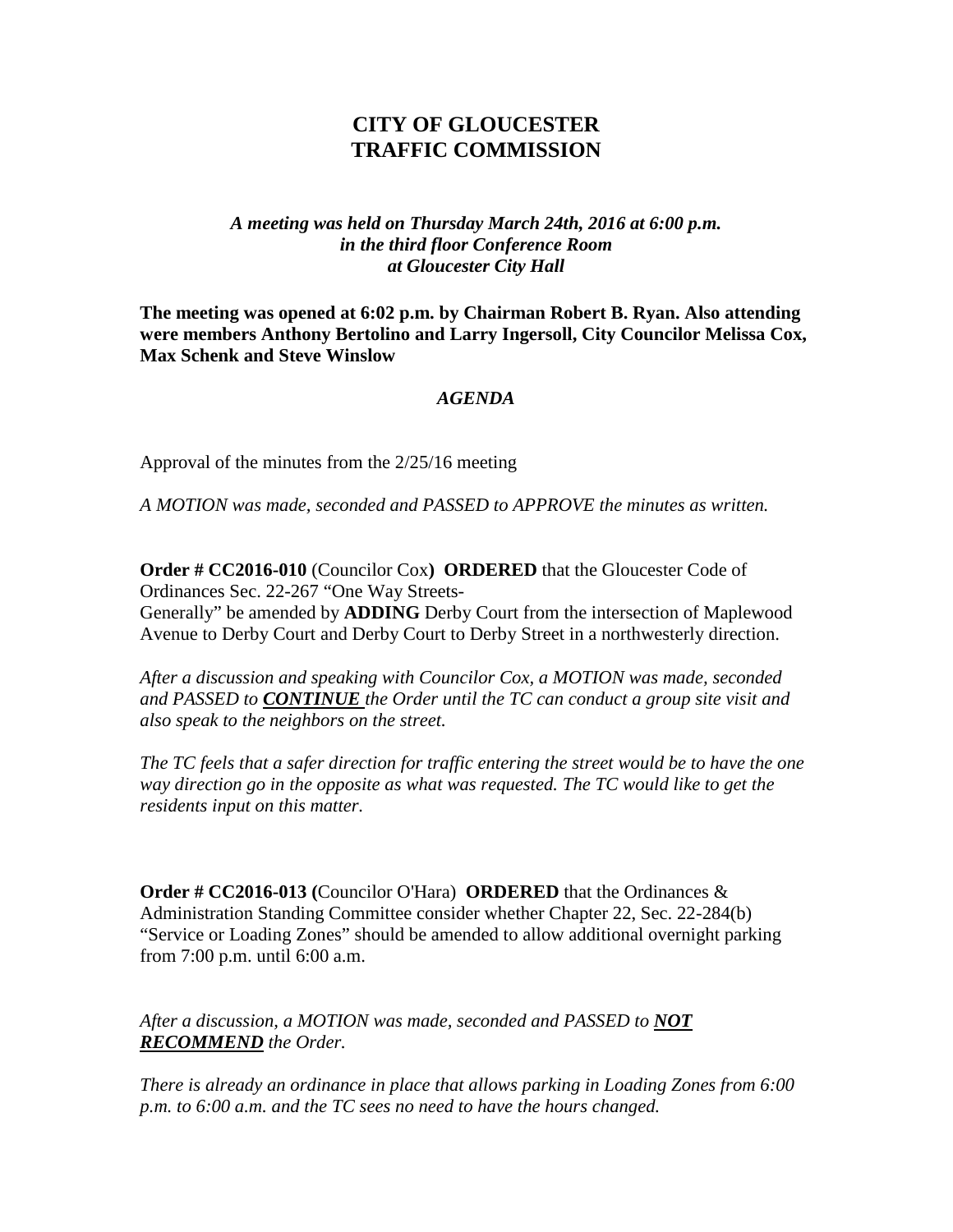# CITY OF GLOUCESTER
# TRAFFIC COMMISSION

*A meeting was held on Thursday March 24th, 2016 at 6:00 p.m.*
*in the third floor Conference Room*
*at Gloucester City Hall*

**The meeting was opened at 6:02 p.m. by Chairman Robert B. Ryan. Also attending were members Anthony Bertolino and Larry Ingersoll, City Councilor Melissa Cox, Max Schenk and Steve Winslow**

***AGENDA***

Approval of the minutes from the 2/25/16 meeting

*A MOTION was made, seconded and PASSED to APPROVE the minutes as written.*

**Order # CC2016-010** (Councilor Cox**) ORDERED** that the Gloucester Code of Ordinances Sec. 22-267 "One Way Streets-
Generally" be amended by **ADDING** Derby Court from the intersection of Maplewood Avenue to Derby Court and Derby Court to Derby Street in a northwesterly direction.

*After a discussion and speaking with Councilor Cox, a MOTION was made, seconded and PASSED to **CONTINUE** the Order until the TC can conduct a group site visit and also speak to the neighbors on the street.*

*The TC feels that a safer direction for traffic entering the street would be to have the one way direction go in the opposite as what was requested. The TC would like to get the residents input on this matter.*

**Order # CC2016-013 (**Councilor O'Hara) **ORDERED** that the Ordinances & Administration Standing Committee consider whether Chapter 22, Sec. 22-284(b) "Service or Loading Zones" should be amended to allow additional overnight parking from 7:00 p.m. until 6:00 a.m.

*After a discussion, a MOTION was made, seconded and PASSED to **NOT RECOMMEND** the Order.*

*There is already an ordinance in place that allows parking in Loading Zones from 6:00 p.m. to 6:00 a.m. and the TC sees no need to have the hours changed.*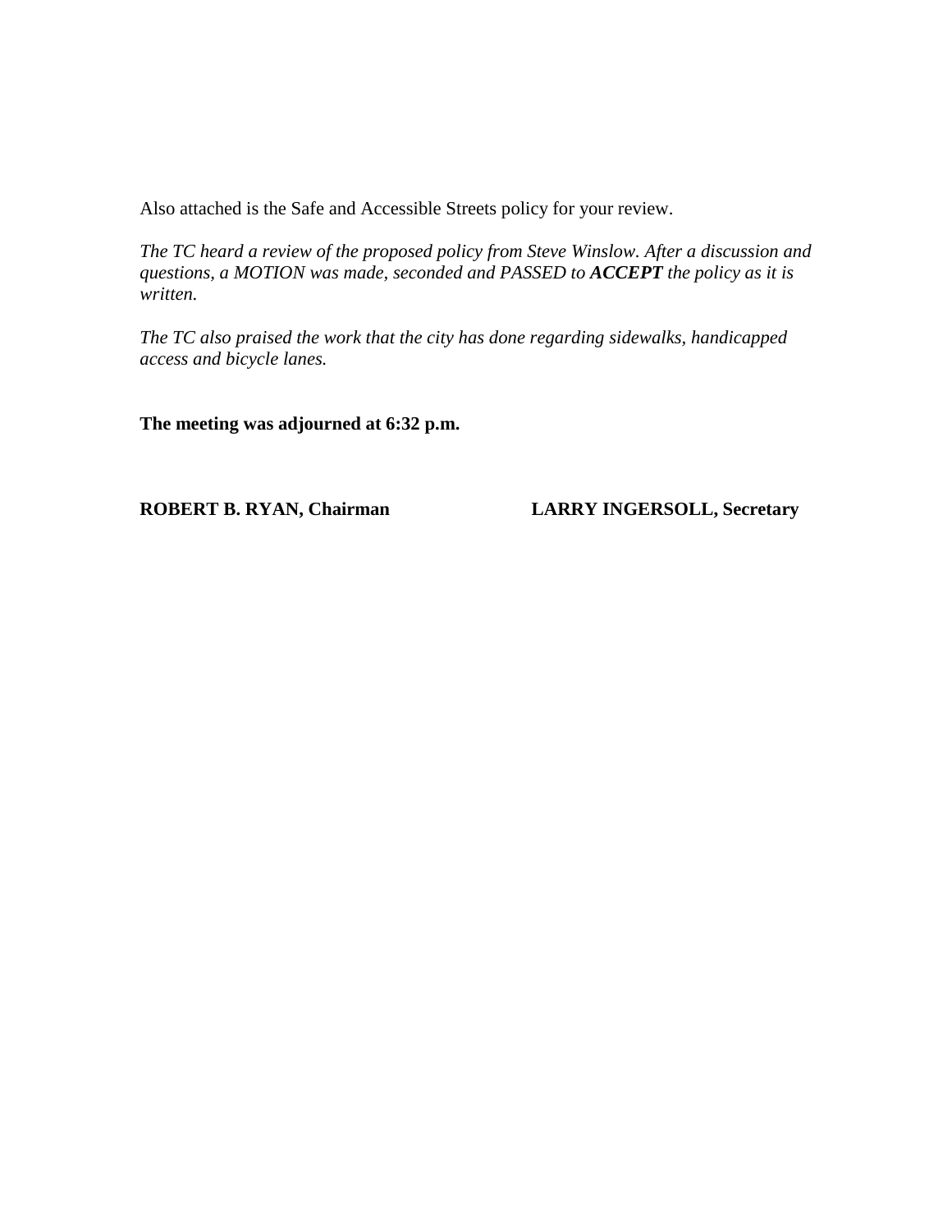Also attached is the Safe and Accessible Streets policy for your review.

*The TC heard a review of the proposed policy from Steve Winslow. After a discussion and questions, a MOTION was made, seconded and PASSED to* ***ACCEPT*** *the policy as it is written.*

*The TC also praised the work that the city has done regarding sidewalks, handicapped access and bicycle lanes.*

**The meeting was adjourned at 6:32 p.m.**

**ROBERT B. RYAN, Chairman** **LARRY INGERSOLL, Secretary**